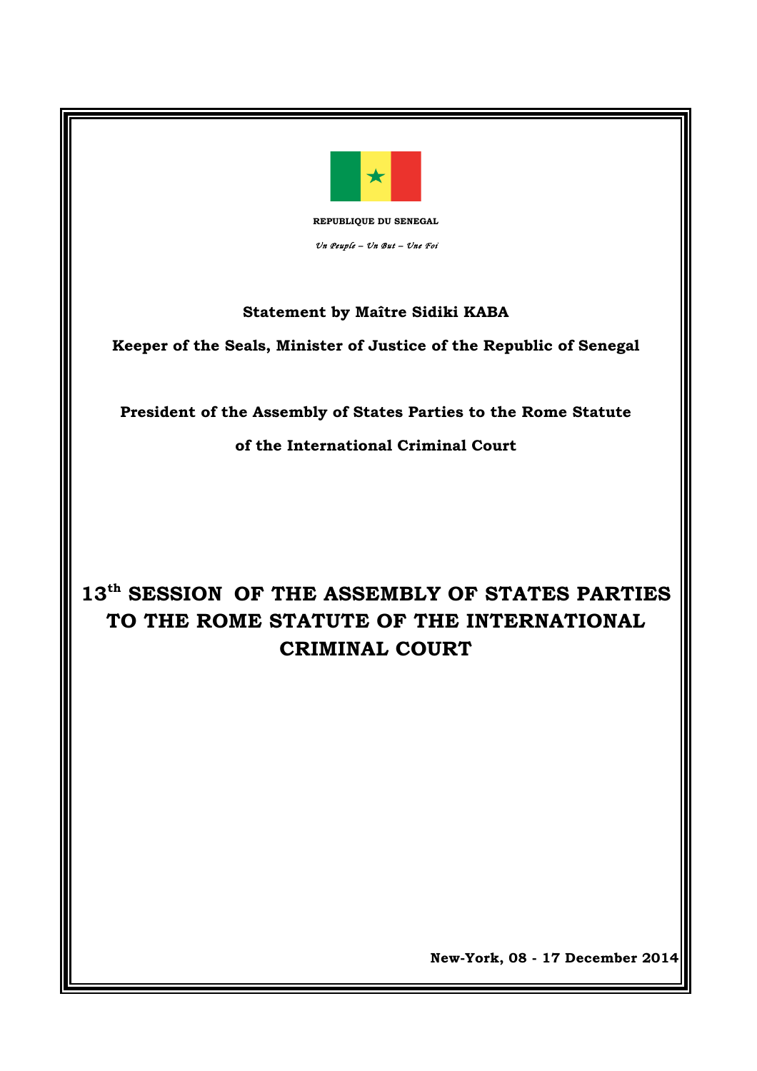**REPUBLIQUE DU SENEGAL**

*Un Peuple – Un But – Une Foi*

**Statement by Maître Sidiki KABA**

**Keeper of the Seals, Minister of Justice of the Republic of Senegal**

**President of the Assembly of States Parties to the Rome Statute**

**of the International Criminal Court**

# 13th SESSION OF THE ASSEMBLY OF STATES PARTIES TO THE ROME STATUTE OF THE INTERNATIONAL CRIMINAL COURT

**New-York, 08 - 17 December 2014**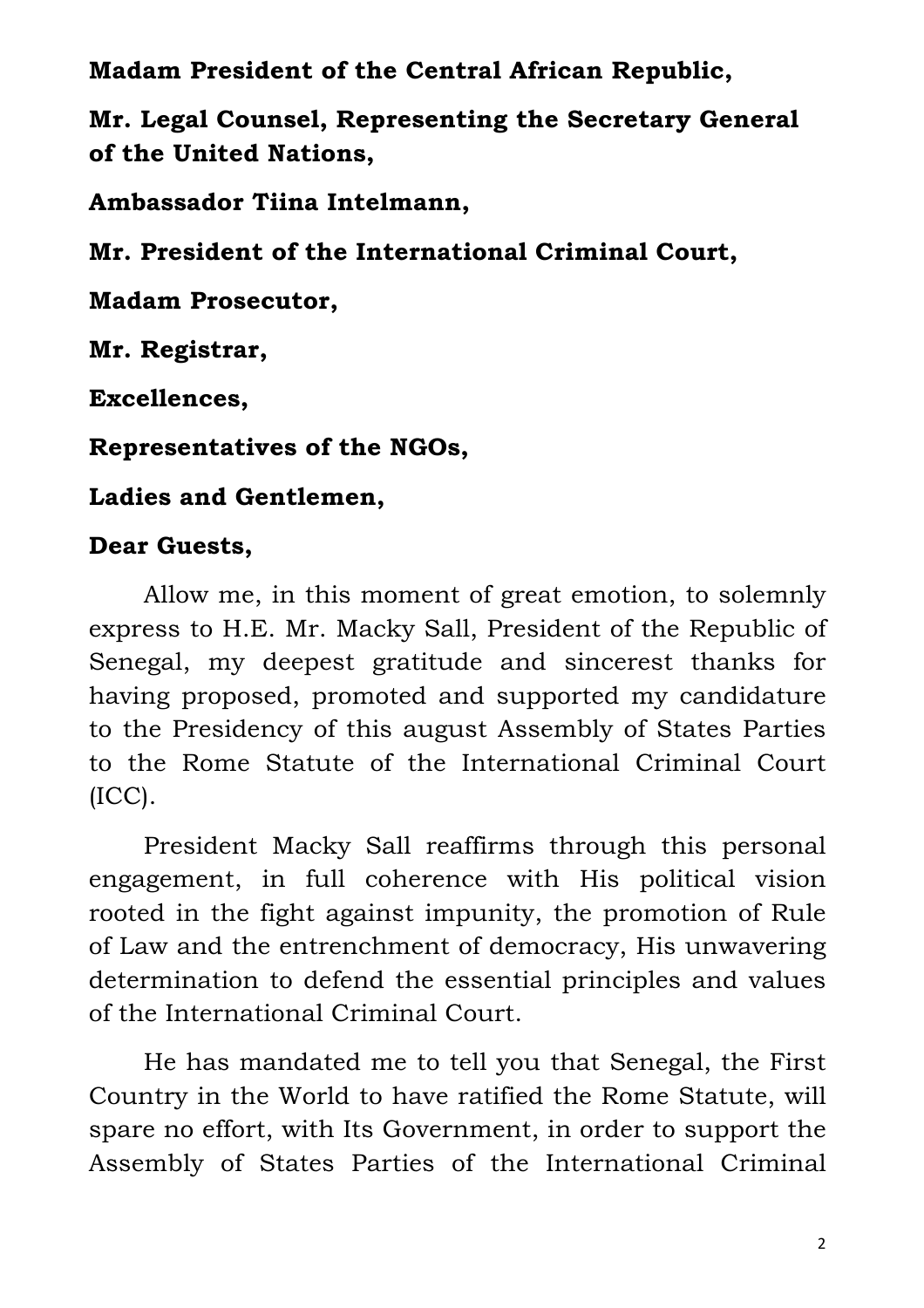**Madam President of the Central African Republic,**

**Mr. Legal Counsel, Representing the Secretary General of the United Nations,**

**Ambassador Tiina Intelmann,**

**Mr. President of the International Criminal Court,**

**Madam Prosecutor,**

**Mr. Registrar,**

**Excellences,**

**Representatives of the NGOs,**

**Ladies and Gentlemen,**

**Dear Guests,**

Allow me, in this moment of great emotion, to solemnly express to H.E. Mr. Macky Sall, President of the Republic of Senegal, my deepest gratitude and sincerest thanks for having proposed, promoted and supported my candidature to the Presidency of this august Assembly of States Parties to the Rome Statute of the International Criminal Court (ICC).

President Macky Sall reaffirms through this personal engagement, in full coherence with His political vision rooted in the fight against impunity, the promotion of Rule of Law and the entrenchment of democracy, His unwavering determination to defend the essential principles and values of the International Criminal Court.

He has mandated me to tell you that Senegal, the First Country in the World to have ratified the Rome Statute, will spare no effort, with Its Government, in order to support the Assembly of States Parties of the International Criminal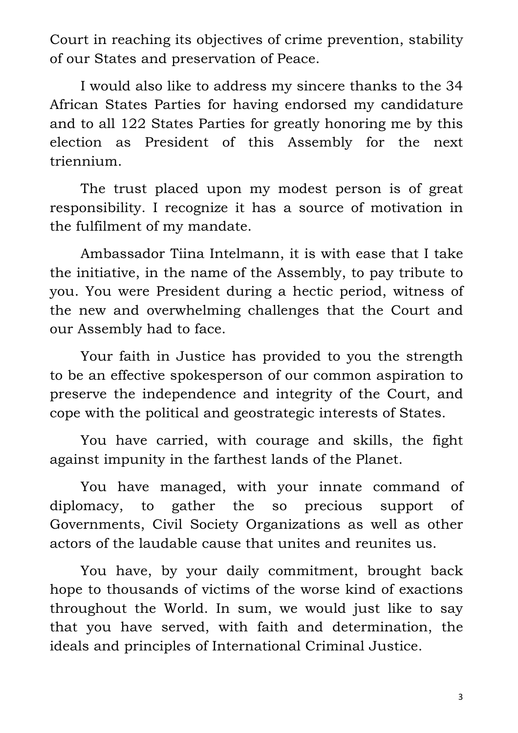Court in reaching its objectives of crime prevention, stability of our States and preservation of Peace.

I would also like to address my sincere thanks to the 34 African States Parties for having endorsed my candidature and to all 122 States Parties for greatly honoring me by this election as President of this Assembly for the next triennium.

The trust placed upon my modest person is of great responsibility. I recognize it has a source of motivation in the fulfilment of my mandate.

Ambassador Tiina Intelmann, it is with ease that I take the initiative, in the name of the Assembly, to pay tribute to you. You were President during a hectic period, witness of the new and overwhelming challenges that the Court and our Assembly had to face.

Your faith in Justice has provided to you the strength to be an effective spokesperson of our common aspiration to preserve the independence and integrity of the Court, and cope with the political and geostrategic interests of States.

You have carried, with courage and skills, the fight against impunity in the farthest lands of the Planet.

You have managed, with your innate command of diplomacy, to gather the so precious support of Governments, Civil Society Organizations as well as other actors of the laudable cause that unites and reunites us.

You have, by your daily commitment, brought back hope to thousands of victims of the worse kind of exactions throughout the World. In sum, we would just like to say that you have served, with faith and determination, the ideals and principles of International Criminal Justice.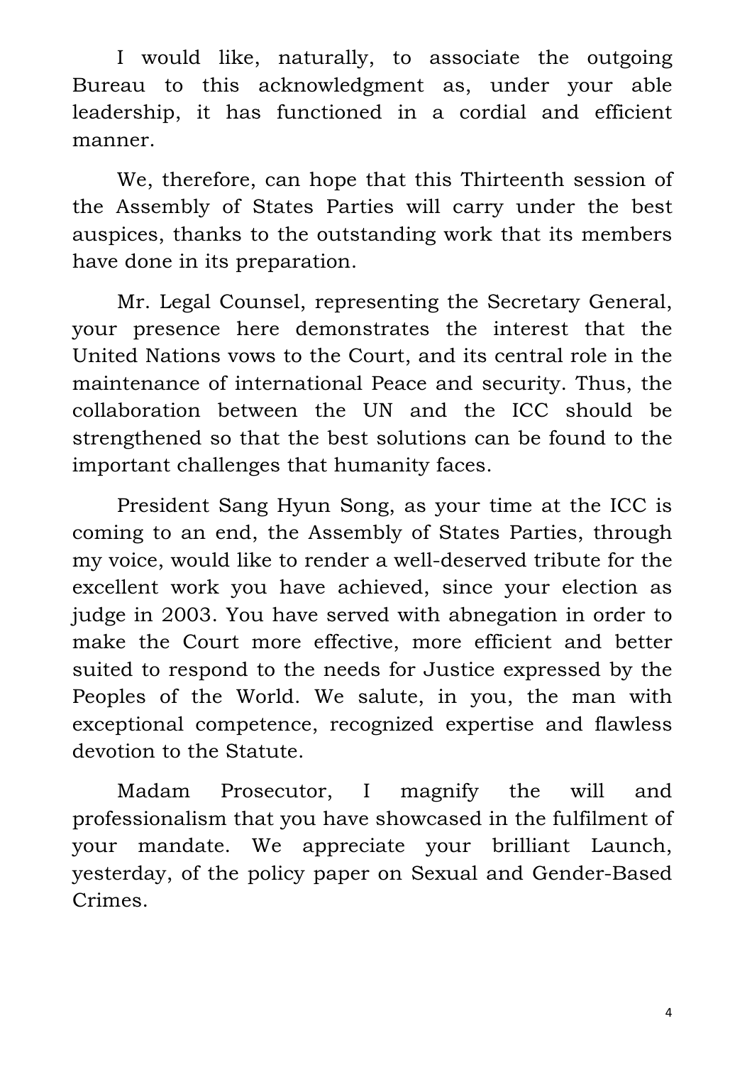I would like, naturally, to associate the outgoing Bureau to this acknowledgment as, under your able leadership, it has functioned in a cordial and efficient manner.

We, therefore, can hope that this Thirteenth session of the Assembly of States Parties will carry under the best auspices, thanks to the outstanding work that its members have done in its preparation.

Mr. Legal Counsel, representing the Secretary General, your presence here demonstrates the interest that the United Nations vows to the Court, and its central role in the maintenance of international Peace and security. Thus, the collaboration between the UN and the ICC should be strengthened so that the best solutions can be found to the important challenges that humanity faces.

President Sang Hyun Song, as your time at the ICC is coming to an end, the Assembly of States Parties, through my voice, would like to render a well-deserved tribute for the excellent work you have achieved, since your election as judge in 2003. You have served with abnegation in order to make the Court more effective, more efficient and better suited to respond to the needs for Justice expressed by the Peoples of the World. We salute, in you, the man with exceptional competence, recognized expertise and flawless devotion to the Statute.

Madam Prosecutor, I magnify the will and professionalism that you have showcased in the fulfilment of your mandate. We appreciate your brilliant Launch, yesterday, of the policy paper on Sexual and Gender-Based Crimes.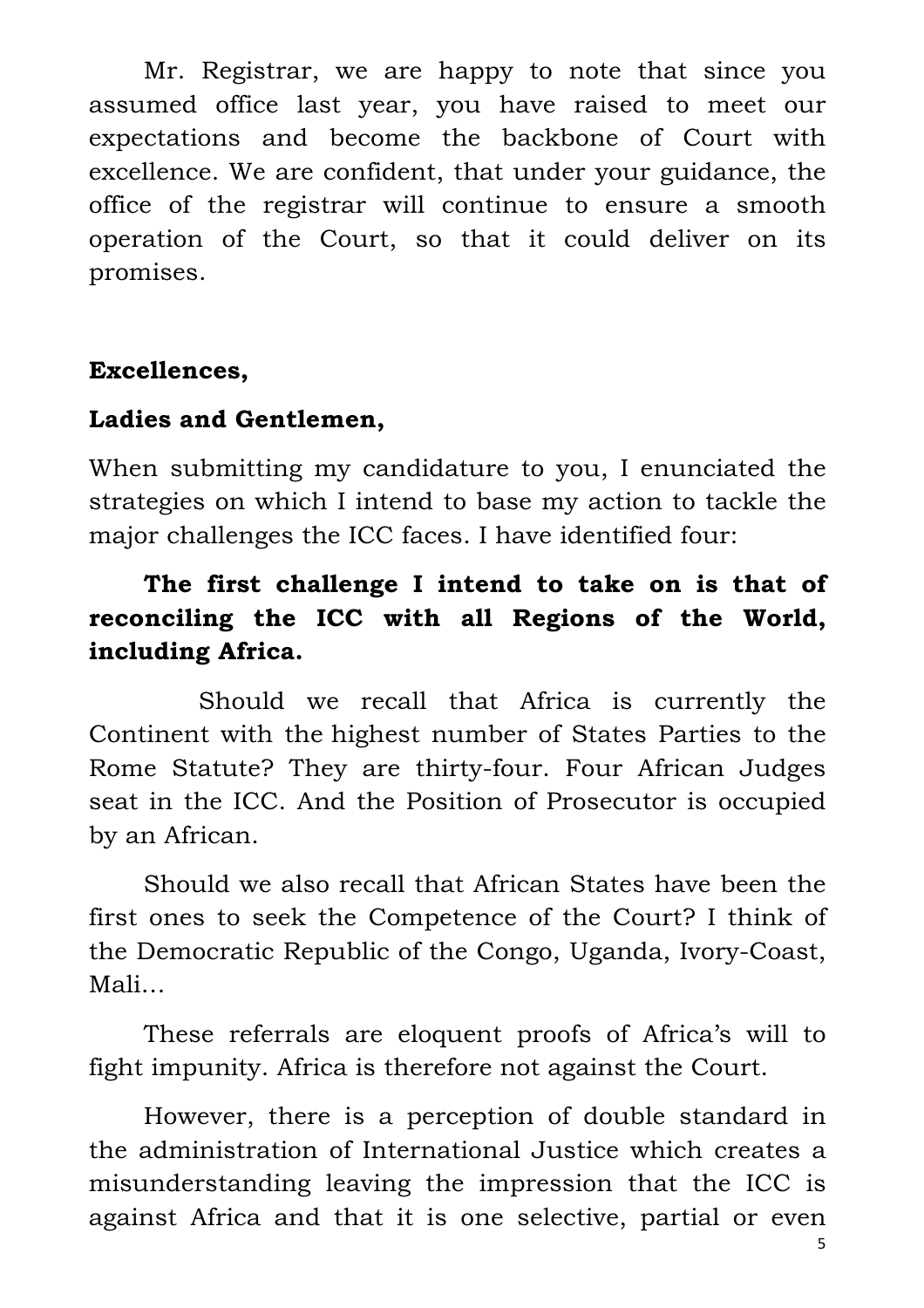Mr. Registrar, we are happy to note that since you assumed office last year, you have raised to meet our expectations and become the backbone of Court with excellence. We are confident, that under your guidance, the office of the registrar will continue to ensure a smooth operation of the Court, so that it could deliver on its promises.

**Excellences,**

**Ladies and Gentlemen,**

When submitting my candidature to you, I enunciated the strategies on which I intend to base my action to tackle the major challenges the ICC faces. I have identified four:

**The first challenge I intend to take on is that of reconciling the ICC with all Regions of the World, including Africa.**

Should we recall that Africa is currently the Continent with the highest number of States Parties to the Rome Statute? They are thirty-four. Four African Judges seat in the ICC. And the Position of Prosecutor is occupied by an African.

Should we also recall that African States have been the first ones to seek the Competence of the Court? I think of the Democratic Republic of the Congo, Uganda, Ivory-Coast, Mali…

These referrals are eloquent proofs of Africa's will to fight impunity. Africa is therefore not against the Court.

However, there is a perception of double standard in the administration of International Justice which creates a misunderstanding leaving the impression that the ICC is against Africa and that it is one selective, partial or even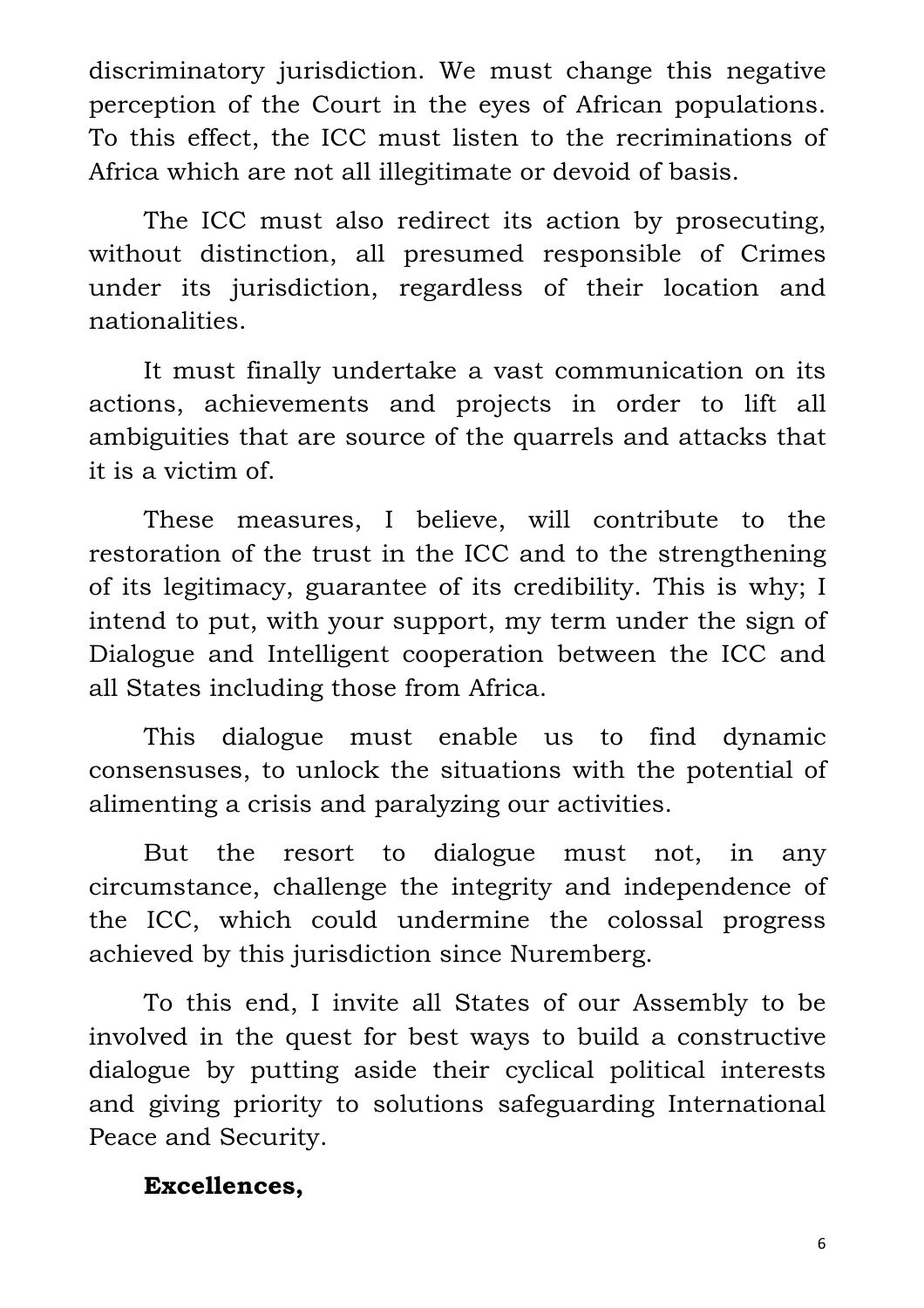discriminatory jurisdiction. We must change this negative perception of the Court in the eyes of African populations. To this effect, the ICC must listen to the recriminations of Africa which are not all illegitimate or devoid of basis.

The ICC must also redirect its action by prosecuting, without distinction, all presumed responsible of Crimes under its jurisdiction, regardless of their location and nationalities.

It must finally undertake a vast communication on its actions, achievements and projects in order to lift all ambiguities that are source of the quarrels and attacks that it is a victim of.

These measures, I believe, will contribute to the restoration of the trust in the ICC and to the strengthening of its legitimacy, guarantee of its credibility. This is why; I intend to put, with your support, my term under the sign of Dialogue and Intelligent cooperation between the ICC and all States including those from Africa.

This dialogue must enable us to find dynamic consensuses, to unlock the situations with the potential of alimenting a crisis and paralyzing our activities.

But the resort to dialogue must not, in any circumstance, challenge the integrity and independence of the ICC, which could undermine the colossal progress achieved by this jurisdiction since Nuremberg.

To this end, I invite all States of our Assembly to be involved in the quest for best ways to build a constructive dialogue by putting aside their cyclical political interests and giving priority to solutions safeguarding International Peace and Security.

**Excellences,**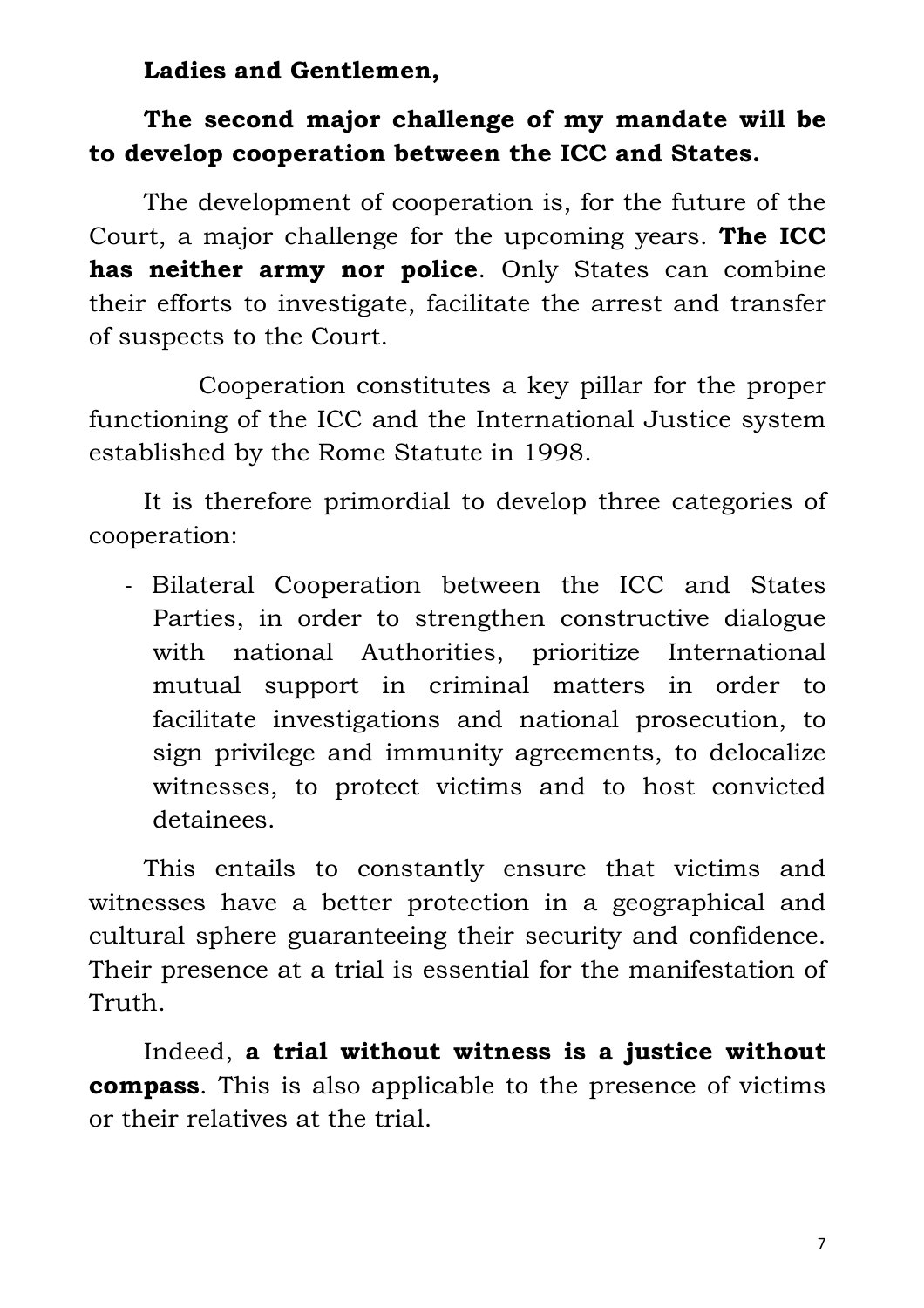**Ladies and Gentlemen,**

**The second major challenge of my mandate will be to develop cooperation between the ICC and States.**

The development of cooperation is, for the future of the Court, a major challenge for the upcoming years. **The ICC has neither army nor police**. Only States can combine their efforts to investigate, facilitate the arrest and transfer of suspects to the Court.

Cooperation constitutes a key pillar for the proper functioning of the ICC and the International Justice system established by the Rome Statute in 1998.

It is therefore primordial to develop three categories of cooperation:

- Bilateral Cooperation between the ICC and States Parties, in order to strengthen constructive dialogue with national Authorities, prioritize International mutual support in criminal matters in order to facilitate investigations and national prosecution, to sign privilege and immunity agreements, to delocalize witnesses, to protect victims and to host convicted detainees.

This entails to constantly ensure that victims and witnesses have a better protection in a geographical and cultural sphere guaranteeing their security and confidence. Their presence at a trial is essential for the manifestation of Truth.

Indeed, **a trial without witness is a justice without compass**. This is also applicable to the presence of victims or their relatives at the trial.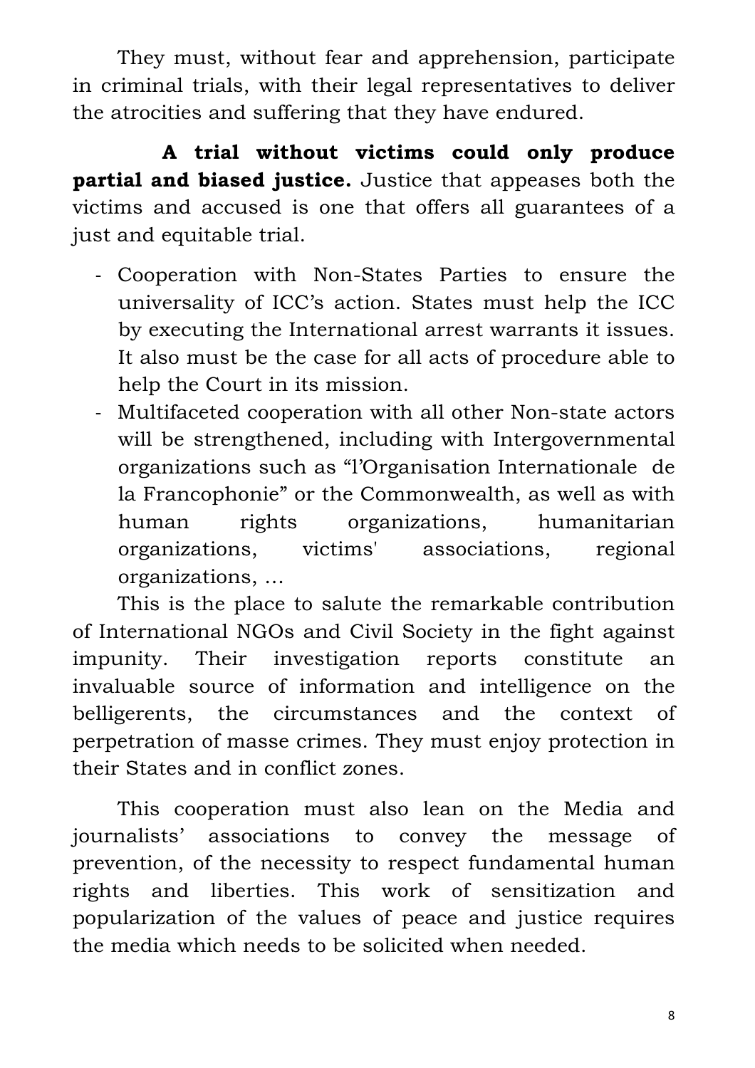They must, without fear and apprehension, participate in criminal trials, with their legal representatives to deliver the atrocities and suffering that they have endured.

**A trial without victims could only produce partial and biased justice.** Justice that appeases both the victims and accused is one that offers all guarantees of a just and equitable trial.

- Cooperation with Non-States Parties to ensure the universality of ICC's action. States must help the ICC by executing the International arrest warrants it issues. It also must be the case for all acts of procedure able to help the Court in its mission.
- Multifaceted cooperation with all other Non-state actors will be strengthened, including with Intergovernmental organizations such as "l'Organisation Internationale de la Francophonie" or the Commonwealth, as well as with human rights organizations, humanitarian organizations, victims' associations, regional organizations, …

This is the place to salute the remarkable contribution of International NGOs and Civil Society in the fight against impunity. Their investigation reports constitute an invaluable source of information and intelligence on the belligerents, the circumstances and the context of perpetration of masse crimes. They must enjoy protection in their States and in conflict zones.

This cooperation must also lean on the Media and journalists' associations to convey the message of prevention, of the necessity to respect fundamental human rights and liberties. This work of sensitization and popularization of the values of peace and justice requires the media which needs to be solicited when needed.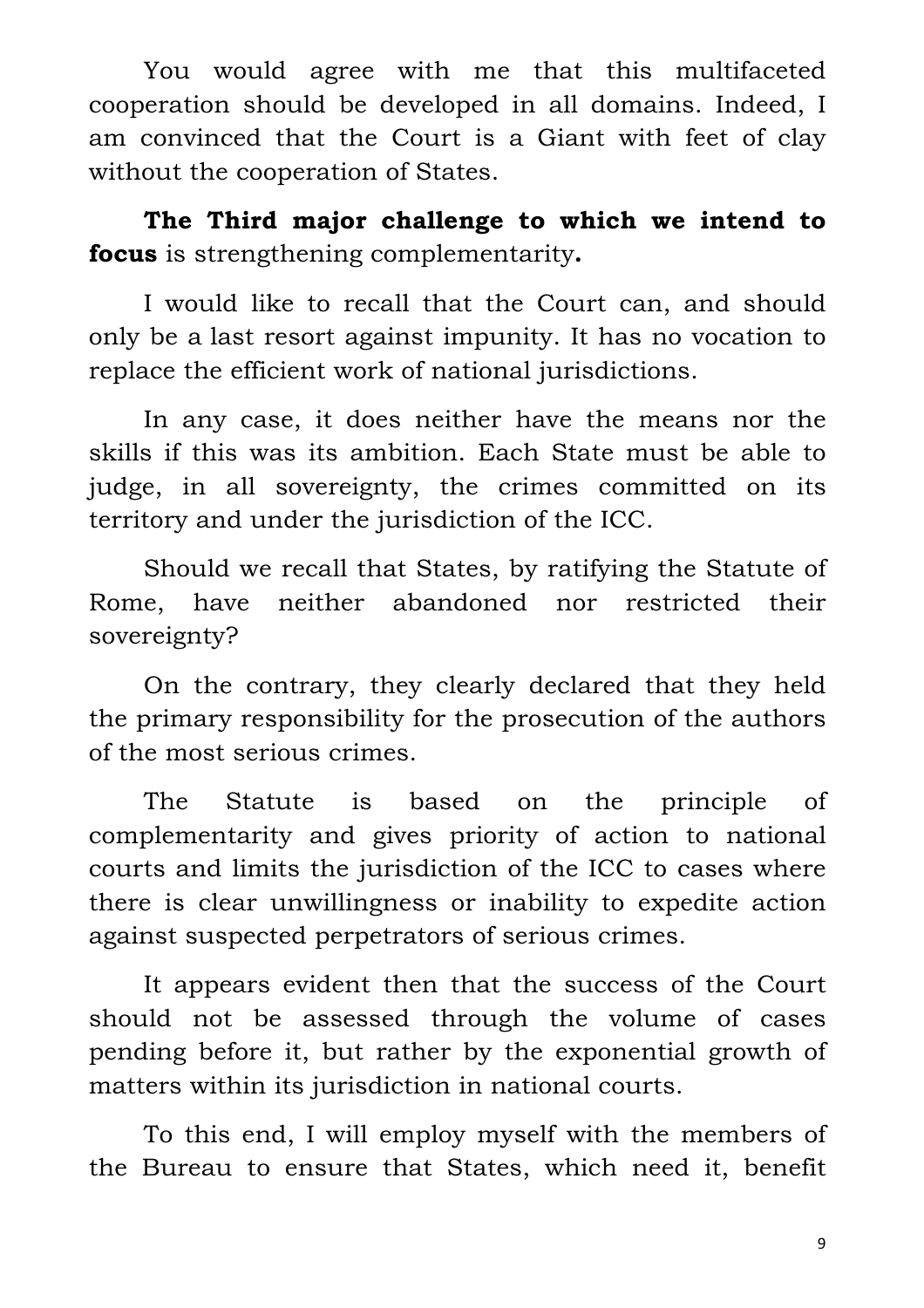You would agree with me that this multifaceted cooperation should be developed in all domains. Indeed, I am convinced that the Court is a Giant with feet of clay without the cooperation of States.

**The Third major challenge to which we intend to focus** is strengthening complementarity**.**

I would like to recall that the Court can, and should only be a last resort against impunity. It has no vocation to replace the efficient work of national jurisdictions.

In any case, it does neither have the means nor the skills if this was its ambition. Each State must be able to judge, in all sovereignty, the crimes committed on its territory and under the jurisdiction of the ICC.

Should we recall that States, by ratifying the Statute of Rome, have neither abandoned nor restricted their sovereignty?

On the contrary, they clearly declared that they held the primary responsibility for the prosecution of the authors of the most serious crimes.

The Statute is based on the principle of complementarity and gives priority of action to national courts and limits the jurisdiction of the ICC to cases where there is clear unwillingness or inability to expedite action against suspected perpetrators of serious crimes.

It appears evident then that the success of the Court should not be assessed through the volume of cases pending before it, but rather by the exponential growth of matters within its jurisdiction in national courts.

To this end, I will employ myself with the members of the Bureau to ensure that States, which need it, benefit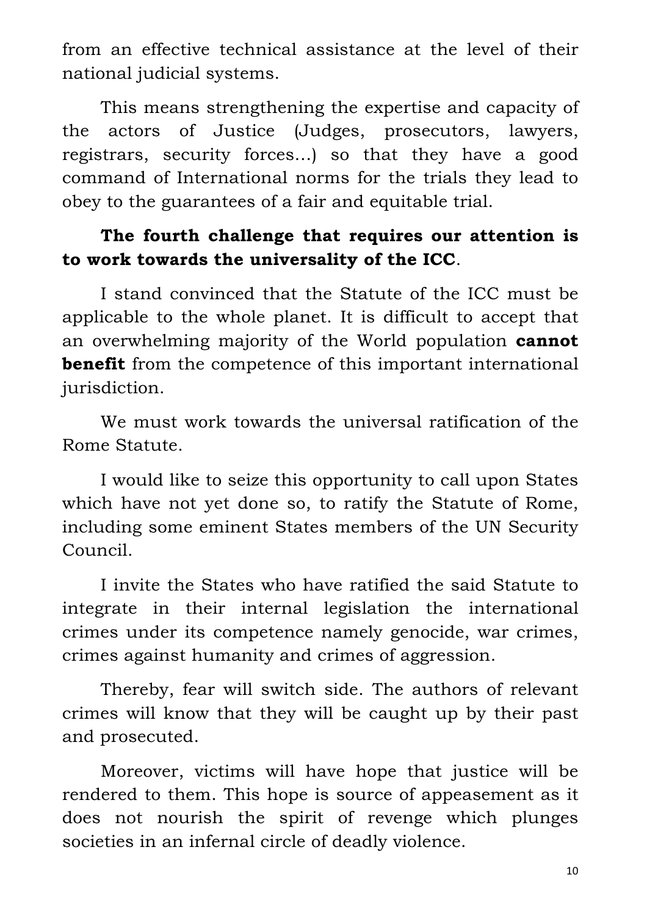from an effective technical assistance at the level of their national judicial systems.

This means strengthening the expertise and capacity of the actors of Justice (Judges, prosecutors, lawyers, registrars, security forces…) so that they have a good command of International norms for the trials they lead to obey to the guarantees of a fair and equitable trial.

**The fourth challenge that requires our attention is to work towards the universality of the ICC**.

I stand convinced that the Statute of the ICC must be applicable to the whole planet. It is difficult to accept that an overwhelming majority of the World population **cannot benefit** from the competence of this important international jurisdiction.

We must work towards the universal ratification of the Rome Statute.

I would like to seize this opportunity to call upon States which have not yet done so, to ratify the Statute of Rome, including some eminent States members of the UN Security Council.

I invite the States who have ratified the said Statute to integrate in their internal legislation the international crimes under its competence namely genocide, war crimes, crimes against humanity and crimes of aggression.

Thereby, fear will switch side. The authors of relevant crimes will know that they will be caught up by their past and prosecuted.

Moreover, victims will have hope that justice will be rendered to them. This hope is source of appeasement as it does not nourish the spirit of revenge which plunges societies in an infernal circle of deadly violence.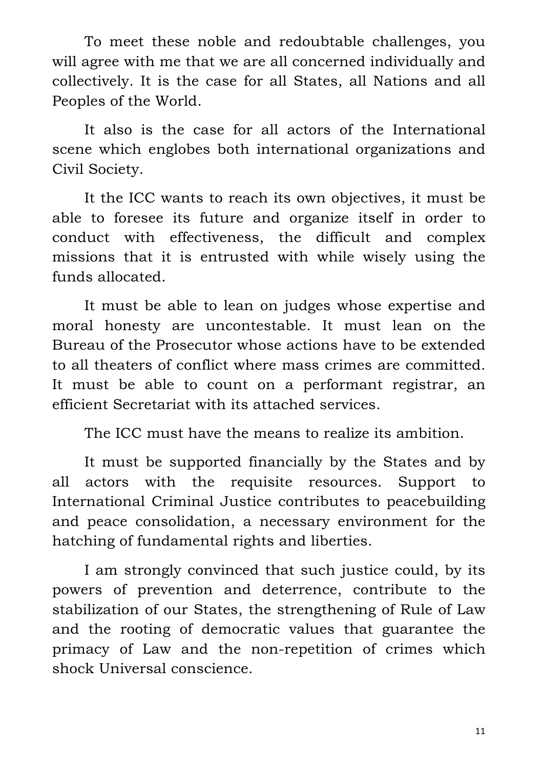To meet these noble and redoubtable challenges, you will agree with me that we are all concerned individually and collectively. It is the case for all States, all Nations and all Peoples of the World.

It also is the case for all actors of the International scene which englobes both international organizations and Civil Society.

It the ICC wants to reach its own objectives, it must be able to foresee its future and organize itself in order to conduct with effectiveness, the difficult and complex missions that it is entrusted with while wisely using the funds allocated.

It must be able to lean on judges whose expertise and moral honesty are uncontestable. It must lean on the Bureau of the Prosecutor whose actions have to be extended to all theaters of conflict where mass crimes are committed. It must be able to count on a performant registrar, an efficient Secretariat with its attached services.

The ICC must have the means to realize its ambition.

It must be supported financially by the States and by all actors with the requisite resources. Support to International Criminal Justice contributes to peacebuilding and peace consolidation, a necessary environment for the hatching of fundamental rights and liberties.

I am strongly convinced that such justice could, by its powers of prevention and deterrence, contribute to the stabilization of our States, the strengthening of Rule of Law and the rooting of democratic values that guarantee the primacy of Law and the non-repetition of crimes which shock Universal conscience.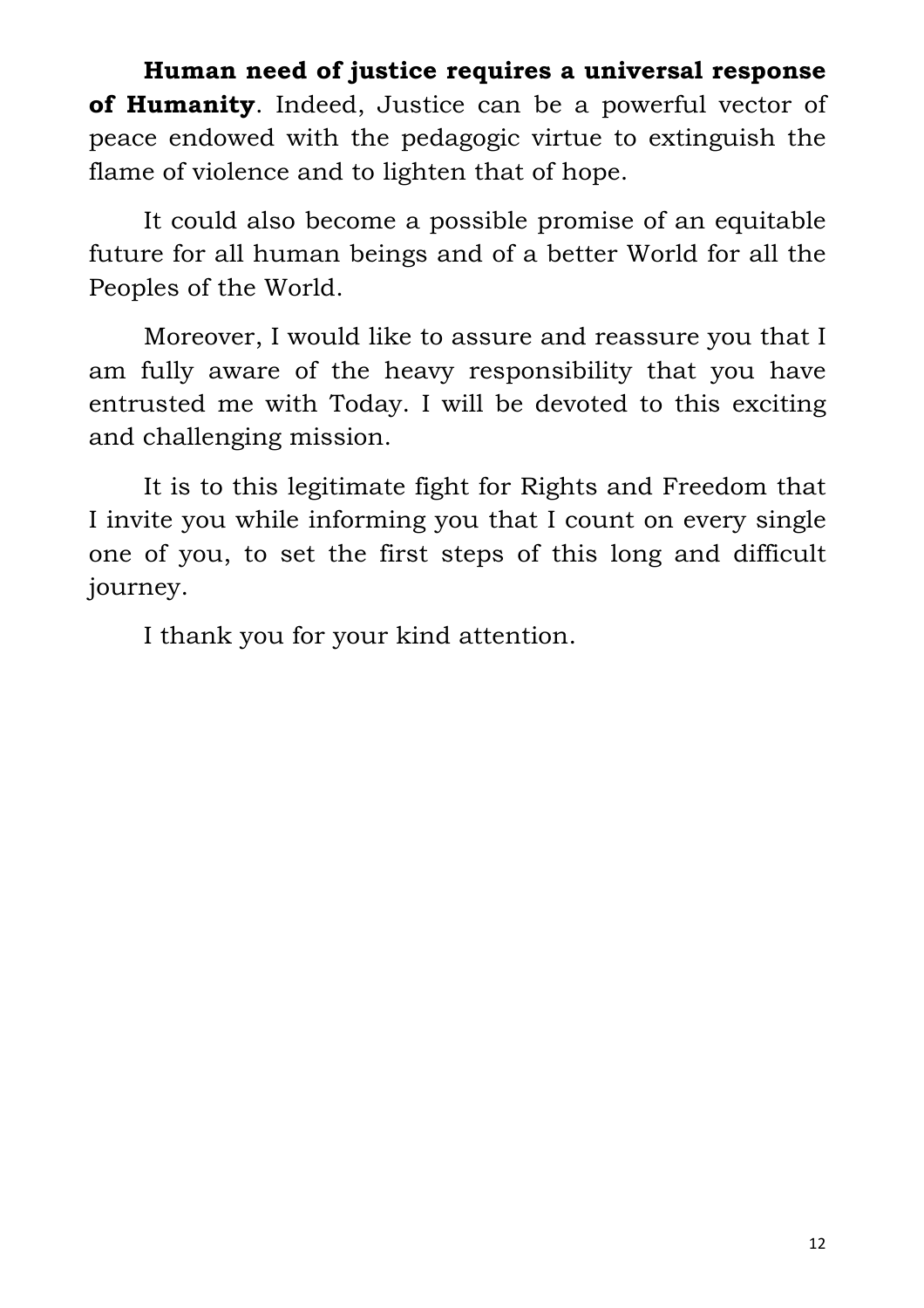**Human need of justice requires a universal response of Humanity**. Indeed, Justice can be a powerful vector of peace endowed with the pedagogic virtue to extinguish the flame of violence and to lighten that of hope.

It could also become a possible promise of an equitable future for all human beings and of a better World for all the Peoples of the World.

Moreover, I would like to assure and reassure you that I am fully aware of the heavy responsibility that you have entrusted me with Today. I will be devoted to this exciting and challenging mission.

It is to this legitimate fight for Rights and Freedom that I invite you while informing you that I count on every single one of you, to set the first steps of this long and difficult journey.

I thank you for your kind attention.